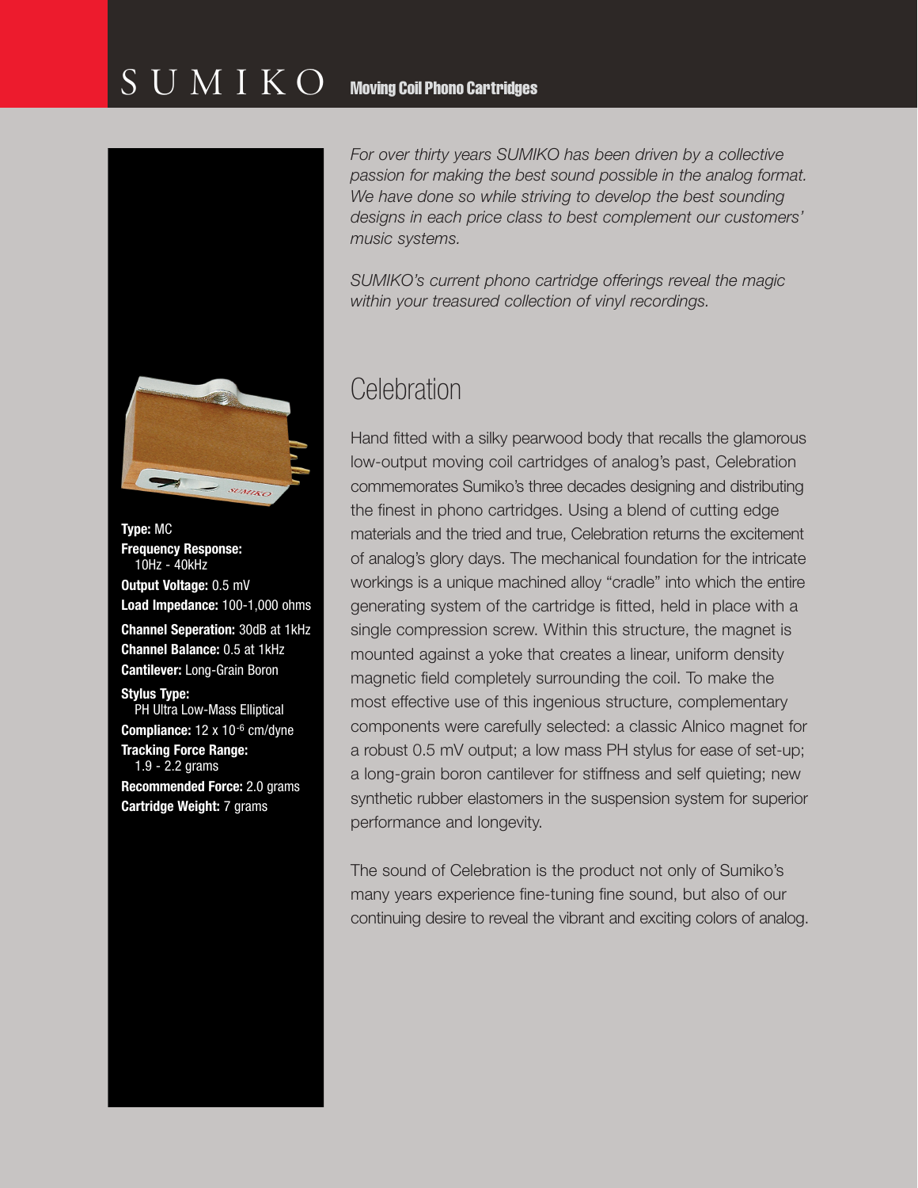# SUMIKO Moving Coil Phono Cartridges

*For over thirty years SUMIKO has been driven by a collective passion for making the best sound possible in the analog format. We have done so while striving to develop the best sounding designs in each price class to best complement our customers' music systems.*

*SUMIKO's current phono cartridge offerings reveal the magic within your treasured collection of vinyl recordings.*

## Celebration

**Type:** MC
**Frequency Response:** 10Hz - 40kHz
**Output Voltage:** 0.5 mV
**Load Impedance:** 100-1,000 ohms
**Channel Seperation:** 30dB at 1kHz
**Channel Balance:** 0.5 at 1kHz
**Cantilever:** Long-Grain Boron
**Stylus Type:** PH Ultra Low-Mass Elliptical
**Compliance:** 12 x $10^{-6}$ cm/dyne
**Tracking Force Range:** 1.9 - 2.2 grams
**Recommended Force:** 2.0 grams
**Cartridge Weight:** 7 grams

Hand fitted with a silky pearwood body that recalls the glamorous low-output moving coil cartridges of analog's past, Celebration commemorates Sumiko's three decades designing and distributing the finest in phono cartridges. Using a blend of cutting edge materials and the tried and true, Celebration returns the excitement of analog's glory days. The mechanical foundation for the intricate workings is a unique machined alloy "cradle" into which the entire generating system of the cartridge is fitted, held in place with a single compression screw. Within this structure, the magnet is mounted against a yoke that creates a linear, uniform density magnetic field completely surrounding the coil. To make the most effective use of this ingenious structure, complementary components were carefully selected: a classic Alnico magnet for a robust 0.5 mV output; a low mass PH stylus for ease of set-up; a long-grain boron cantilever for stiffness and self quieting; new synthetic rubber elastomers in the suspension system for superior performance and longevity.

The sound of Celebration is the product not only of Sumiko's many years experience fine-tuning fine sound, but also of our continuing desire to reveal the vibrant and exciting colors of analog.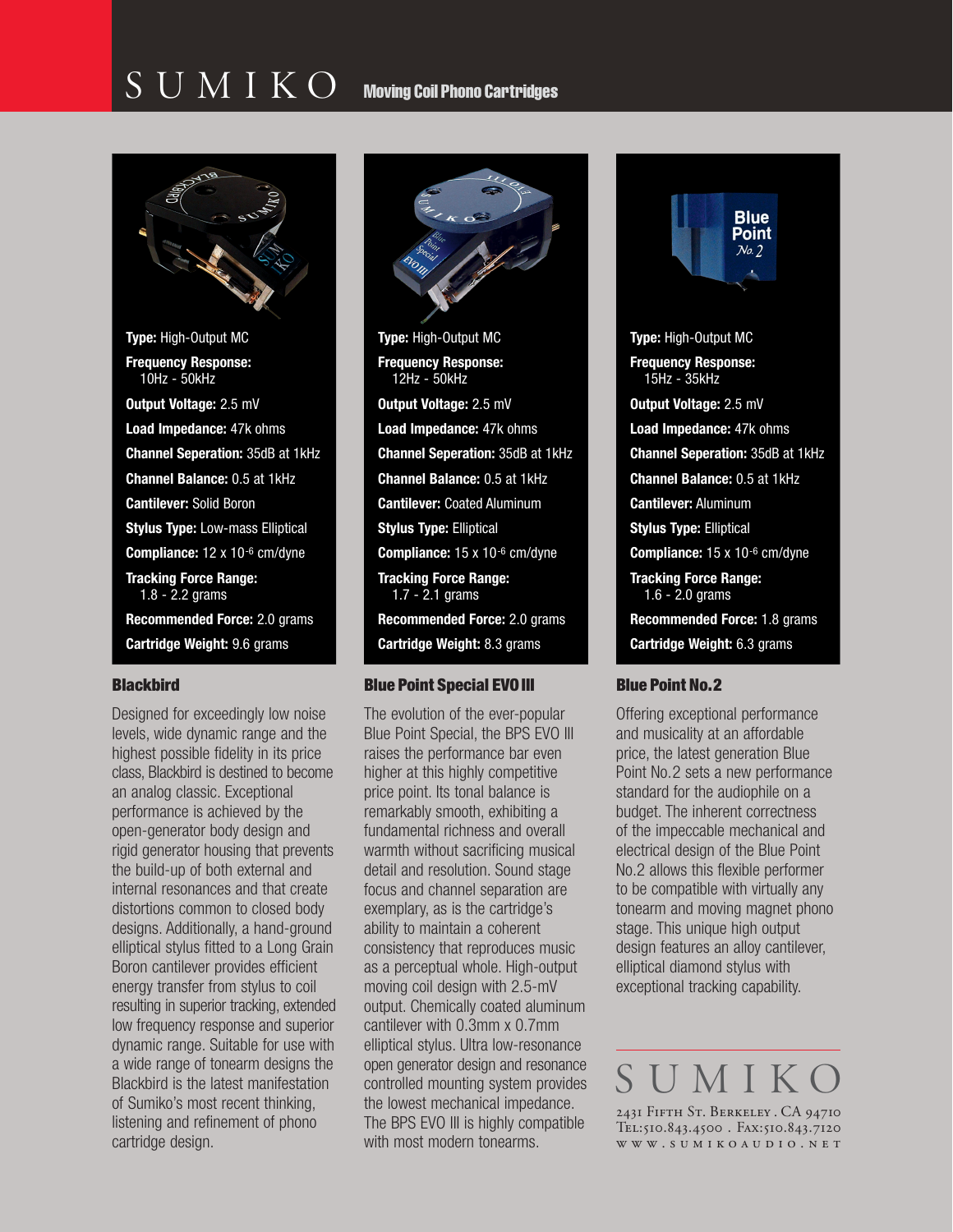# SUMIKO Moving Coil Phono Cartridges

**Type:** High-Output MC

**Frequency Response:** 10Hz - 50kHz

**Output Voltage:** 2.5 mV

**Load Impedance:** 47k ohms

**Channel Seperation:** 35dB at 1kHz

**Channel Balance:** 0.5 at 1kHz

**Cantilever:** Solid Boron

**Stylus Type:** Low-mass Elliptical

**Compliance:** 12 x $10^{-6}$ cm/dyne

**Tracking Force Range:** 1.8 - 2.2 grams

**Recommended Force:** 2.0 grams

**Cartridge Weight:** 9.6 grams

## Blackbird

Designed for exceedingly low noise levels, wide dynamic range and the highest possible fidelity in its price class, Blackbird is destined to become an analog classic. Exceptional performance is achieved by the open-generator body design and rigid generator housing that prevents the build-up of both external and internal resonances and that create distortions common to closed body designs. Additionally, a hand-ground elliptical stylus fitted to a Long Grain Boron cantilever provides efficient energy transfer from stylus to coil resulting in superior tracking, extended low frequency response and superior dynamic range. Suitable for use with a wide range of tonearm designs the Blackbird is the latest manifestation of Sumiko's most recent thinking, listening and refinement of phono cartridge design.

**Type:** High-Output MC

**Frequency Response:** 12Hz - 50kHz

**Output Voltage:** 2.5 mV

**Load Impedance:** 47k ohms

**Channel Seperation:** 35dB at 1kHz

**Channel Balance:** 0.5 at 1kHz

**Cantilever:** Coated Aluminum

**Stylus Type:** Elliptical

**Compliance:** 15 x $10^{-6}$ cm/dyne

**Tracking Force Range:** 1.7 - 2.1 grams

**Recommended Force:** 2.0 grams

**Cartridge Weight:** 8.3 grams

## Blue Point Special EVO III

The evolution of the ever-popular Blue Point Special, the BPS EVO III raises the performance bar even higher at this highly competitive price point. Its tonal balance is remarkably smooth, exhibiting a fundamental richness and overall warmth without sacrificing musical detail and resolution. Sound stage focus and channel separation are exemplary, as is the cartridge's ability to maintain a coherent consistency that reproduces music as a perceptual whole. High-output moving coil design with 2.5-mV output. Chemically coated aluminum cantilever with 0.3mm x 0.7mm elliptical stylus. Ultra low-resonance open generator design and resonance controlled mounting system provides the lowest mechanical impedance. The BPS EVO III is highly compatible with most modern tonearms.

**Type:** High-Output MC

**Frequency Response:** 15Hz - 35kHz

**Output Voltage:** 2.5 mV

**Load Impedance:** 47k ohms

**Channel Seperation:** 35dB at 1kHz

**Channel Balance:** 0.5 at 1kHz

**Cantilever:** Aluminum

**Stylus Type:** Elliptical

**Compliance:** 15 x $10^{-6}$ cm/dyne

**Tracking Force Range:** 1.6 - 2.0 grams

**Recommended Force:** 1.8 grams

**Cartridge Weight:** 6.3 grams

## Blue Point No.2

Offering exceptional performance and musicality at an affordable price, the latest generation Blue Point No.2 sets a new performance standard for the audiophile on a budget. The inherent correctness of the impeccable mechanical and electrical design of the Blue Point No.2 allows this flexible performer to be compatible with virtually any tonearm and moving magnet phono stage. This unique high output design features an alloy cantilever, elliptical diamond stylus with exceptional tracking capability.

SUMIKO

2431 Fifth St. Berkeley . CA 94710
Tel:510.843.4500 . Fax:510.843.7120
www.sumikoaudio.net